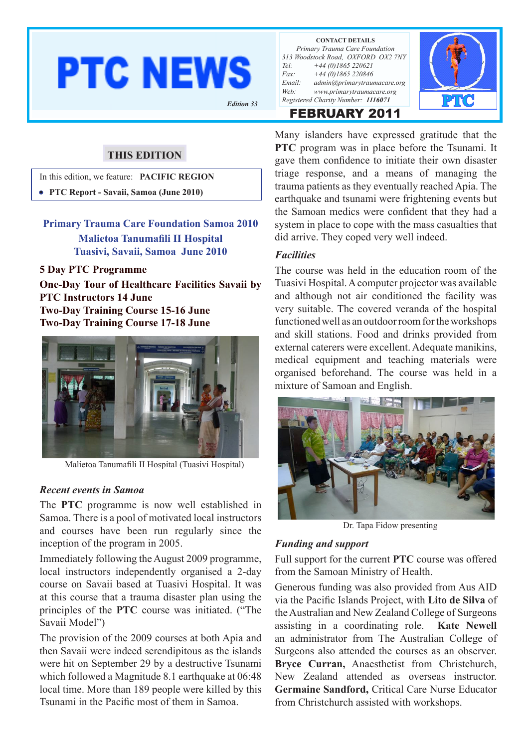# PTC NEWS

*Edition 33*

**CONTACT DETAILS**
*Primary Trauma Care Foundation*
*313 Woodstock Road, OXFORD OX2 7NY*
*Tel: +44 (0)1865 220621*
*Fax: +44 (0)1865 220846*
*Email: admin@primarytraumacare.org*
*Web: www.primarytraumacare.org*
*Registered Charity Number:* ***1116071***

**PTC**

## FEBRUARY 2011

### THIS EDITION

In this edition, we feature: **PACIFIC REGION**

- **PTC Report - Savaii, Samoa (June 2010)**

## Primary Trauma Care Foundation Samoa 2010
## Malietoa Tanumafili II Hospital
## Tuasivi, Savaii, Samoa June 2010

**5 Day PTC Programme**

**One-Day Tour of Healthcare Facilities Savaii by PTC Instructors 14 June**

**Two-Day Training Course 15-16 June**

**Two-Day Training Course 17-18 June**

Malietoa Tanumafili II Hospital (Tuasivi Hospital)

### *Recent events in Samoa*

The **PTC** programme is now well established in Samoa. There is a pool of motivated local instructors and courses have been run regularly since the inception of the program in 2005.

Immediately following the August 2009 programme, local instructors independently organised a 2-day course on Savaii based at Tuasivi Hospital. It was at this course that a trauma disaster plan using the principles of the **PTC** course was initiated. ("The Savaii Model")

The provision of the 2009 courses at both Apia and then Savaii were indeed serendipitous as the islands were hit on September 29 by a destructive Tsunami which followed a Magnitude 8.1 earthquake at 06:48 local time. More than 189 people were killed by this Tsunami in the Pacific most of them in Samoa.

Many islanders have expressed gratitude that the **PTC** program was in place before the Tsunami. It gave them confidence to initiate their own disaster triage response, and a means of managing the trauma patients as they eventually reached Apia. The earthquake and tsunami were frightening events but the Samoan medics were confident that they had a system in place to cope with the mass casualties that did arrive. They coped very well indeed.

### *Facilities*

The course was held in the education room of the Tuasivi Hospital. A computer projector was available and although not air conditioned the facility was very suitable. The covered veranda of the hospital functioned well as an outdoor room for the workshops and skill stations. Food and drinks provided from external caterers were excellent. Adequate manikins, medical equipment and teaching materials were organised beforehand. The course was held in a mixture of Samoan and English.

Dr. Tapa Fidow presenting

### *Funding and support*

Full support for the current **PTC** course was offered from the Samoan Ministry of Health.

Generous funding was also provided from Aus AID via the Pacific Islands Project, with **Lito de Silva** of the Australian and New Zealand College of Surgeons assisting in a coordinating role. **Kate Newell** an administrator from The Australian College of Surgeons also attended the courses as an observer. **Bryce Curran,** Anaesthetist from Christchurch, New Zealand attended as overseas instructor. **Germaine Sandford,** Critical Care Nurse Educator from Christchurch assisted with workshops.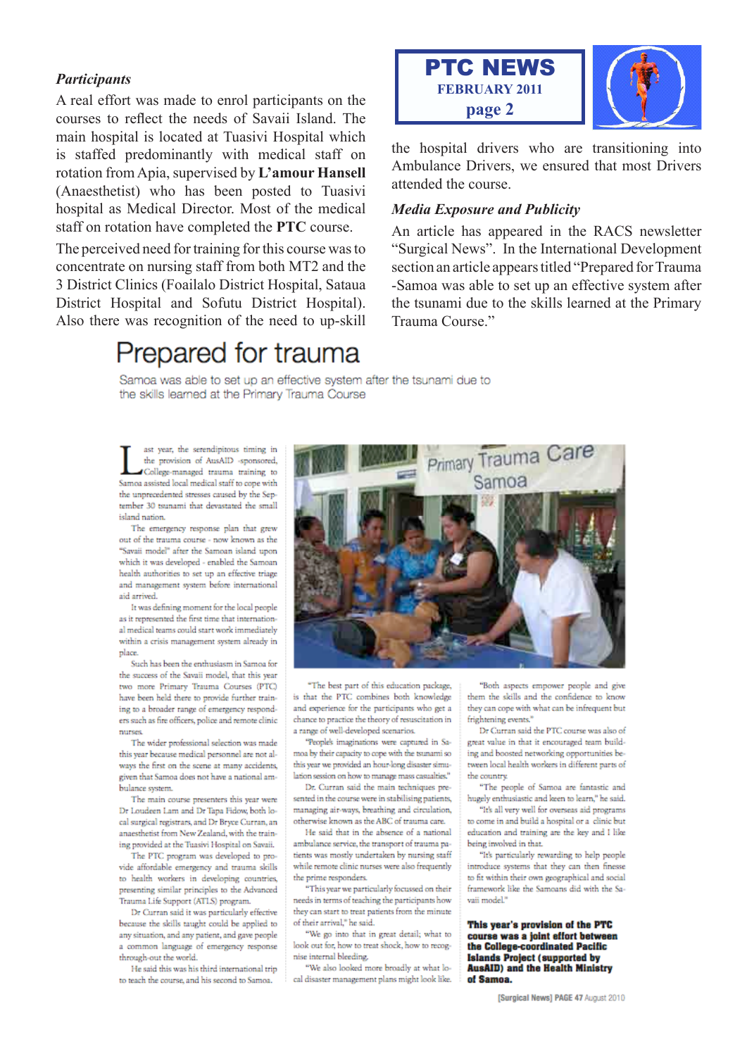### *Participants*

A real effort was made to enrol participants on the courses to reflect the needs of Savaii Island. The main hospital is located at Tuasivi Hospital which is staffed predominantly with medical staff on rotation from Apia, supervised by **L'amour Hansell** (Anaesthetist) who has been posted to Tuasivi hospital as Medical Director. Most of the medical staff on rotation have completed the **PTC** course.

The perceived need for training for this course was to concentrate on nursing staff from both MT2 and the 3 District Clinics (Foailalo District Hospital, Sataua District Hospital and Sofutu District Hospital). Also there was recognition of the need to up-skill the hospital drivers who are transitioning into Ambulance Drivers, we ensured that most Drivers attended the course.

### *Media Exposure and Publicity*

An article has appeared in the RACS newsletter "Surgical News". In the International Development section an article appears titled "Prepared for Trauma -Samoa was able to set up an effective system after the tsunami due to the skills learned at the Primary Trauma Course."

# Prepared for trauma

Samoa was able to set up an effective system after the tsunami due to the skills learned at the Primary Trauma Course

Last year, the serendipitous timing in the provision of AusAID -sponsored, College-managed trauma training to Samoa assisted local medical staff to cope with the unprecedented stresses caused by the September 30 tsunami that devastated the small island nation.

The emergency response plan that grew out of the trauma course - now known as the "Savaii model" after the Samoan island upon which it was developed - enabled the Samoan health authorities to set up an effective triage and management system before international aid arrived.

It was defining moment for the local people as it represented the first time that international medical teams could start work immediately within a crisis management system already in place.

Such has been the enthusiasm in Samoa for the success of the Savaii model, that this year two more Primary Trauma Courses (PTC) have been held there to provide further training to a broader range of emergency responders such as fire officers, police and remote clinic nurses.

The wider professional selection was made this year because medical personnel are not always the first on the scene at many accidents, given that Samoa does not have a national ambulance system.

The main course presenters this year were Dr Loudeen Lam and Dr Tapa Fidow, both local surgical registrars, and Dr Bryce Curran, an anaesthetist from New Zealand, with the training provided at the Tuasivi Hospital on Savaii.

The PTC program was developed to provide affordable emergency and trauma skills to health workers in developing countries, presenting similar principles to the Advanced Trauma Life Support (ATLS) program.

Dr Curran said it was particularly effective because the skills taught could be applied to any situation, and any patient, and gave people a common language of emergency response through-out the world.

He said this was his third international trip to teach the course, and his second to Samoa.

"The best part of this education package, is that the PTC combines both knowledge and experience for the participants who get a chance to practice the theory of resuscitation in a range of well-developed scenarios.

"People's imaginations were captured in Samoa by their capacity to cope with the tsunami so this year we provided an hour-long disaster simulation session on how to manage mass casualties."

Dr. Curran said the main techniques presented in the course were in stabilising patients, managing air-ways, breathing and circulation, otherwise known as the ABC of trauma care.

He said that in the absence of a national ambulance service, the transport of trauma patients was mostly undertaken by nursing staff while remote clinic nurses were also frequently the prime responders.

"This year we particularly focussed on their needs in terms of teaching the participants how they can start to treat patients from the minute of their arrival," he said.

"We go into that in great detail; what to look out for, how to treat shock, how to recognise internal bleeding.

"He said that we also looked more broadly at what local disaster management plans might look like.

"Both aspects empower people and give them the skills and the confidence to know they can cope with what can be infrequent but frightening events."

Dr Curran said the PTC course was also of great value in that it encouraged team building and boosted networking opportunities between local health workers in different parts of the country.

"The people of Samoa are fantastic and hugely enthusiastic and keen to learn," he said.

"It's all very well for overseas aid programs to come in and build a hospital or a clinic but education and training are the key and I like being involved in that.

"It's particularly rewarding to help people introduce systems that they can then finesse to fit within their own geographical and social framework like the Samoans did with the Savaii model."

**This year's provision of the PTC course was a joint effort between the College-coordinated Pacific Islands Project (supported by AusAID) and the Health Ministry of Samoa.**

[Surgical News] PAGE 47 August 2010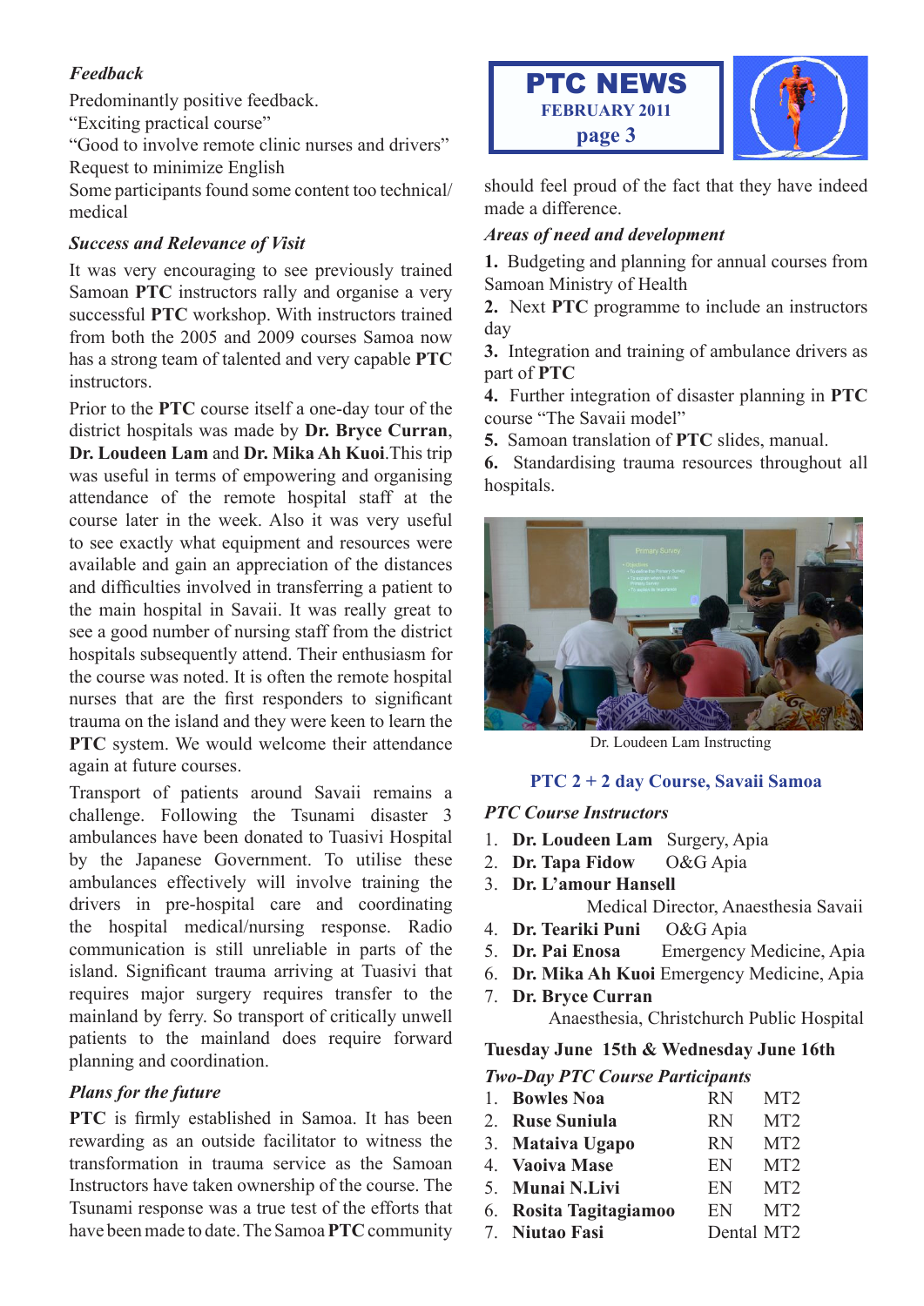*Feedback*

Predominantly positive feedback.
"Exciting practical course"
"Good to involve remote clinic nurses and drivers"
Request to minimize English
Some participants found some content too technical/ medical

### *Success and Relevance of Visit*

It was very encouraging to see previously trained Samoan **PTC** instructors rally and organise a very successful **PTC** workshop. With instructors trained from both the 2005 and 2009 courses Samoa now has a strong team of talented and very capable **PTC** instructors.

Prior to the **PTC** course itself a one-day tour of the district hospitals was made by **Dr. Bryce Curran**, **Dr. Loudeen Lam** and **Dr. Mika Ah Kuoi**.This trip was useful in terms of empowering and organising attendance of the remote hospital staff at the course later in the week. Also it was very useful to see exactly what equipment and resources were available and gain an appreciation of the distances and difficulties involved in transferring a patient to the main hospital in Savaii. It was really great to see a good number of nursing staff from the district hospitals subsequently attend. Their enthusiasm for the course was noted. It is often the remote hospital nurses that are the first responders to significant trauma on the island and they were keen to learn the **PTC** system. We would welcome their attendance again at future courses.

Transport of patients around Savaii remains a challenge. Following the Tsunami disaster 3 ambulances have been donated to Tuasivi Hospital by the Japanese Government. To utilise these ambulances effectively will involve training the drivers in pre-hospital care and coordinating the hospital medical/nursing response. Radio communication is still unreliable in parts of the island. Significant trauma arriving at Tuasivi that requires major surgery requires transfer to the mainland by ferry. So transport of critically unwell patients to the mainland does require forward planning and coordination.

### *Plans for the future*

**PTC** is firmly established in Samoa. It has been rewarding as an outside facilitator to witness the transformation in trauma service as the Samoan Instructors have taken ownership of the course. The Tsunami response was a true test of the efforts that have been made to date. The Samoa **PTC** community should feel proud of the fact that they have indeed made a difference.

### *Areas of need and development*

**1.** Budgeting and planning for annual courses from Samoan Ministry of Health
**2.** Next **PTC** programme to include an instructors day
**3.** Integration and training of ambulance drivers as part of **PTC**
**4.** Further integration of disaster planning in **PTC** course "The Savaii model"
**5.** Samoan translation of **PTC** slides, manual.
**6.** Standardising trauma resources throughout all hospitals.

Dr. Loudeen Lam Instructing

## PTC 2 + 2 day Course, Savaii Samoa

### *PTC Course Instructors*

1. **Dr. Loudeen Lam** Surgery, Apia
2. **Dr. Tapa Fidow** O&G Apia
3. **Dr. L'amour Hansell** Medical Director, Anaesthesia Savaii
4. **Dr. Teariki Puni** O&G Apia
5. **Dr. Pai Enosa** Emergency Medicine, Apia
6. **Dr. Mika Ah Kuoi** Emergency Medicine, Apia
7. **Dr. Bryce Curran** Anaesthesia, Christchurch Public Hospital

### Tuesday June 15th & Wednesday June 16th

*Two-Day PTC Course Participants*

1. **Bowles Noa** RN MT2
2. **Ruse Suniula** RN MT2
3. **Mataiva Ugapo** RN MT2
4. **Vaoiva Mase** EN MT2
5. **Munai N.Livi** EN MT2
6. **Rosita Tagitagiamoo** EN MT2
7. **Niutao Fasi** Dental MT2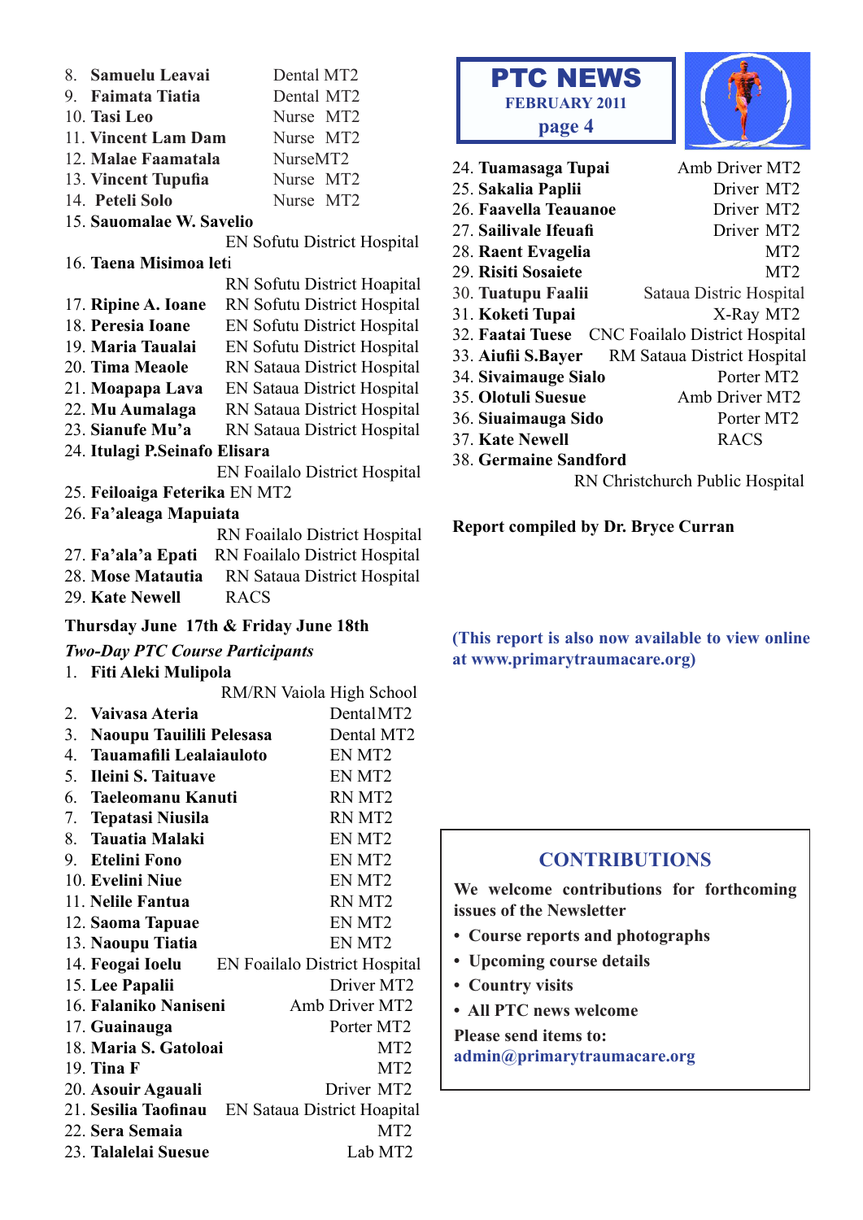8. **Samuelu Leavai** Dental MT2
9. **Faimata Tiatia** Dental MT2
10. **Tasi Leo** Nurse MT2
11. **Vincent Lam Dam** Nurse MT2
12. **Malae Faamatala** NurseMT2
13. **Vincent Tupufia** Nurse MT2
14. **Peteli Solo** Nurse MT2
15. **Sauomalae W. Savelio** EN Sofutu District Hospital
16. **Taena Misimoa leti** RN Sofutu District Hoapital
17. **Ripine A. Ioane** RN Sofutu District Hospital
18. **Peresia Ioane** EN Sofutu District Hospital
19. **Maria Tauaiai** EN Sofutu District Hospital
20. **Tima Meaole** RN Sataua District Hospital
21. **Moapapa Lava** EN Sataua District Hospital
22. **Mu Aumalaga** RN Sataua District Hospital
23. **Sianufe Mu'a** RN Sataua District Hospital
24. **Itulagi P.Seinafo Elisara** EN Foailalo District Hospital
25. **Feiloaiga Feterika** EN MT2
26. **Fa'aleaga Mapuiata** RN Foailalo District Hospital
27. **Fa'ala'a Epati** RN Foailalo District Hospital
28. **Mose Matautia** RN Sataua District Hospital
29. **Kate Newell** RACS

**Thursday June 17th & Friday June 18th**

***Two-Day PTC Course Participants***

1. **Fiti Aleki Mulipola** RM/RN Vaiola High School
2. **Vaivasa Ateria** DentalMT2
3. **Naoupu Tauilili Pelesasa** Dental MT2
4. **Tauamafili Lealaiauloto** EN MT2
5. **Ileini S. Taituave** EN MT2
6. **Taeleomanu Kanuti** RN MT2
7. **Tepatasi Niusila** RN MT2
8. **Tauatia Malaki** EN MT2
9. **Etelini Fono** EN MT2
10. **Evelini Niue** EN MT2
11. **Nelile Fantua** RN MT2
12. **Saoma Tapuae** EN MT2
13. **Naoupu Tiatia** EN MT2
14. **Feogai Ioelu** EN Foailalo District Hospital
15. **Lee Papalii** Driver MT2
16. **Falaniko Naniseni** Amb Driver MT2
17. **Guainauga** Porter MT2
18. **Maria S. Gatoloai** MT2
19. **Tina F** MT2
20. **Asouir Agauali** Driver MT2
21. **Sesilia Taofinau** EN Sataua District Hoapital
22. **Sera Semaia** MT2
23. **Talalelai Suesue** Lab MT2
24. **Tuamasaga Tupai** Amb Driver MT2
25. **Sakalia Paplii** Driver MT2
26. **Faavella Teauanoe** Driver MT2
27. **Sailivale Ifeuafi** Driver MT2
28. **Raent Evagelia** MT2
29. **Risiti Sosaiete** MT2
30. **Tuatupu Faalii** Sataua Distric Hospital
31. **Koketi Tupai** X-Ray MT2
32. **Faatai Tuese** CNC Foailalo District Hospital
33. **Aiufii S.Bayer** RM Sataua District Hospital
34. **Sivaimauge Sialo** Porter MT2
35. **Olotuli Suesue** Amb Driver MT2
36. **Siuaimauga Sido** Porter MT2
37. **Kate Newell** RACS
38. **Germaine Sandford** RN Christchurch Public Hospital

**Report compiled by Dr. Bryce Curran**

**(This report is also now available to view online at www.primarytraumacare.org)**

## CONTRIBUTIONS

**We welcome contributions for forthcoming issues of the Newsletter**

- **Course reports and photographs**
- **Upcoming course details**
- **Country visits**
- **All PTC news welcome**

**Please send items to:**
**admin@primarytraumacare.org**